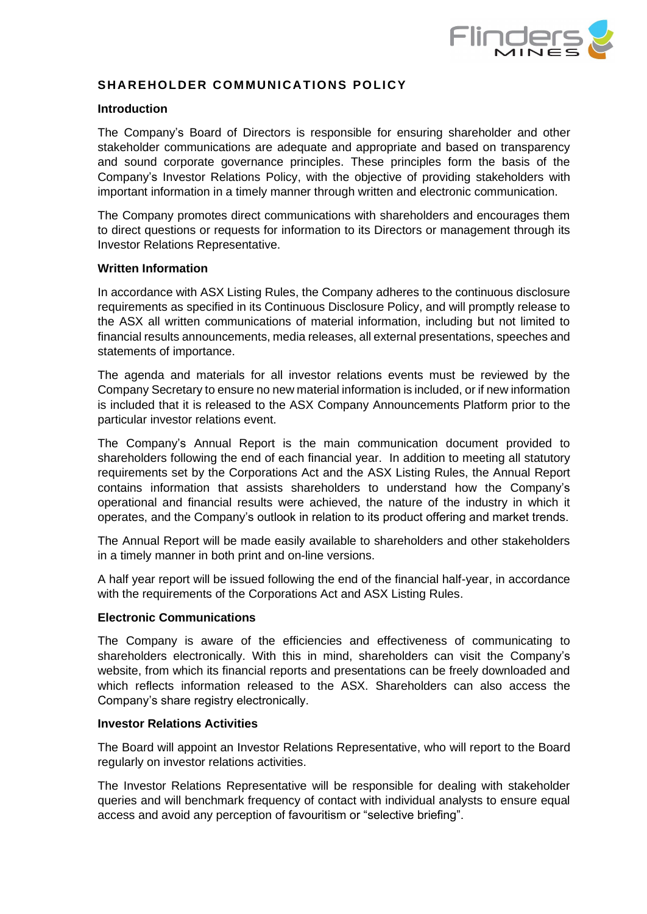# SHAREHOLDER COMMUNICATIONS POLICY

## Introduction

The Company's Board of Directors is responsible for ensuring shareholder and other stakeholder communications are adequate and appropriate and based on transparency and sound corporate governance principles. These principles form the basis of the Company's Investor Relations Policy, with the objective of providing stakeholders with important information in a timely manner through written and electronic communication.

The Company promotes direct communications with shareholders and encourages them to direct questions or requests for information to its Directors or management through its Investor Relations Representative.

## Written Information

In accordance with ASX Listing Rules, the Company adheres to the continuous disclosure requirements as specified in its Continuous Disclosure Policy, and will promptly release to the ASX all written communications of material information, including but not limited to financial results announcements, media releases, all external presentations, speeches and statements of importance.

The agenda and materials for all investor relations events must be reviewed by the Company Secretary to ensure no new material information is included, or if new information is included that it is released to the ASX Company Announcements Platform prior to the particular investor relations event.

The Company's Annual Report is the main communication document provided to shareholders following the end of each financial year. In addition to meeting all statutory requirements set by the Corporations Act and the ASX Listing Rules, the Annual Report contains information that assists shareholders to understand how the Company's operational and financial results were achieved, the nature of the industry in which it operates, and the Company's outlook in relation to its product offering and market trends.

The Annual Report will be made easily available to shareholders and other stakeholders in a timely manner in both print and on-line versions.

A half year report will be issued following the end of the financial half-year, in accordance with the requirements of the Corporations Act and ASX Listing Rules.

## Electronic Communications

The Company is aware of the efficiencies and effectiveness of communicating to shareholders electronically. With this in mind, shareholders can visit the Company's website, from which its financial reports and presentations can be freely downloaded and which reflects information released to the ASX. Shareholders can also access the Company's share registry electronically.

## Investor Relations Activities

The Board will appoint an Investor Relations Representative, who will report to the Board regularly on investor relations activities.

The Investor Relations Representative will be responsible for dealing with stakeholder queries and will benchmark frequency of contact with individual analysts to ensure equal access and avoid any perception of favouritism or "selective briefing".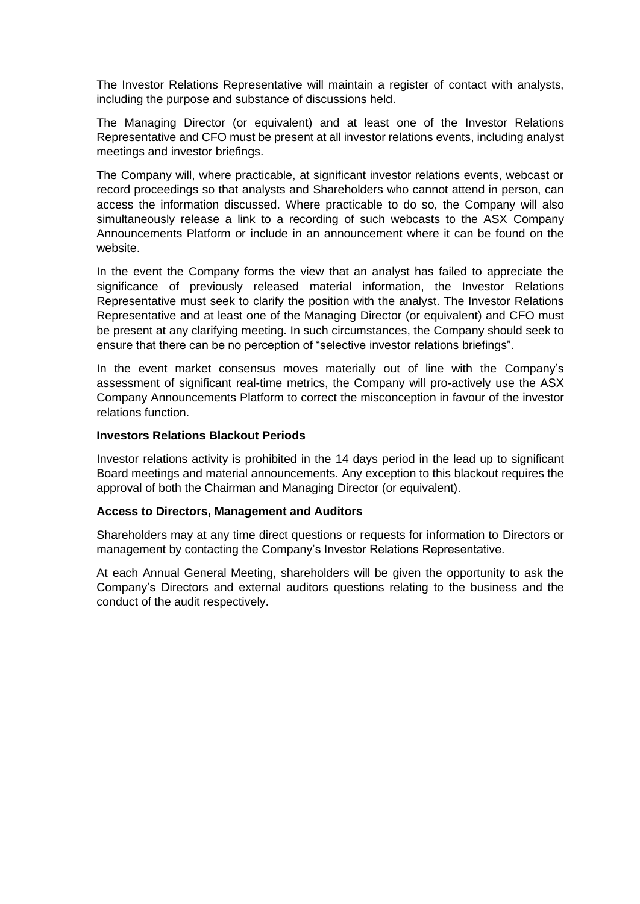The Investor Relations Representative will maintain a register of contact with analysts, including the purpose and substance of discussions held.

The Managing Director (or equivalent) and at least one of the Investor Relations Representative and CFO must be present at all investor relations events, including analyst meetings and investor briefings.

The Company will, where practicable, at significant investor relations events, webcast or record proceedings so that analysts and Shareholders who cannot attend in person, can access the information discussed. Where practicable to do so, the Company will also simultaneously release a link to a recording of such webcasts to the ASX Company Announcements Platform or include in an announcement where it can be found on the website.

In the event the Company forms the view that an analyst has failed to appreciate the significance of previously released material information, the Investor Relations Representative must seek to clarify the position with the analyst. The Investor Relations Representative and at least one of the Managing Director (or equivalent) and CFO must be present at any clarifying meeting. In such circumstances, the Company should seek to ensure that there can be no perception of "selective investor relations briefings".

In the event market consensus moves materially out of line with the Company's assessment of significant real-time metrics, the Company will pro-actively use the ASX Company Announcements Platform to correct the misconception in favour of the investor relations function.

**Investors Relations Blackout Periods**

Investor relations activity is prohibited in the 14 days period in the lead up to significant Board meetings and material announcements. Any exception to this blackout requires the approval of both the Chairman and Managing Director (or equivalent).

**Access to Directors, Management and Auditors**

Shareholders may at any time direct questions or requests for information to Directors or management by contacting the Company's Investor Relations Representative.

At each Annual General Meeting, shareholders will be given the opportunity to ask the Company's Directors and external auditors questions relating to the business and the conduct of the audit respectively.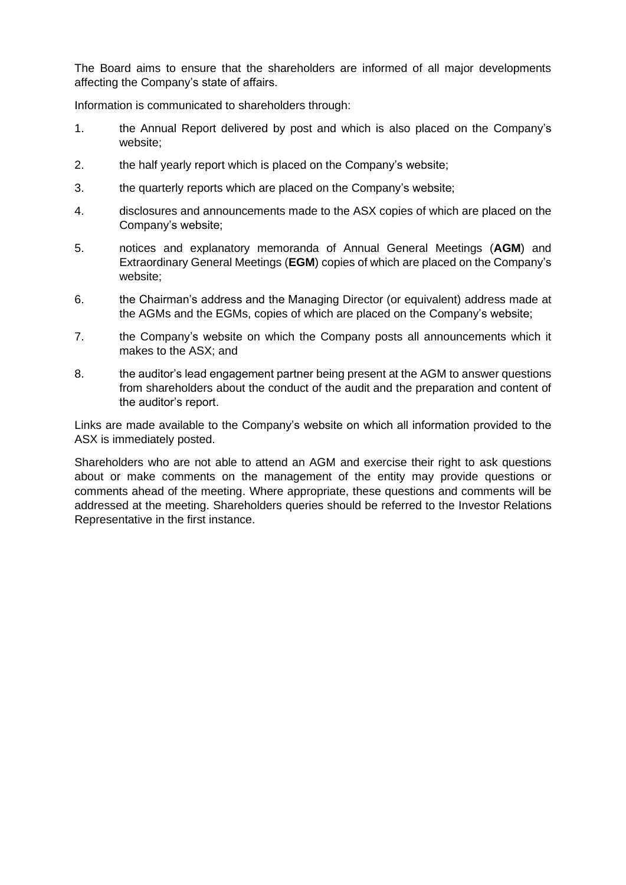The Board aims to ensure that the shareholders are informed of all major developments affecting the Company's state of affairs.

Information is communicated to shareholders through:

1. the Annual Report delivered by post and which is also placed on the Company's website;
2. the half yearly report which is placed on the Company's website;
3. the quarterly reports which are placed on the Company's website;
4. disclosures and announcements made to the ASX copies of which are placed on the Company's website;
5. notices and explanatory memoranda of Annual General Meetings (**AGM**) and Extraordinary General Meetings (**EGM**) copies of which are placed on the Company's website;
6. the Chairman's address and the Managing Director (or equivalent) address made at the AGMs and the EGMs, copies of which are placed on the Company's website;
7. the Company's website on which the Company posts all announcements which it makes to the ASX; and
8. the auditor's lead engagement partner being present at the AGM to answer questions from shareholders about the conduct of the audit and the preparation and content of the auditor's report.

Links are made available to the Company's website on which all information provided to the ASX is immediately posted.

Shareholders who are not able to attend an AGM and exercise their right to ask questions about or make comments on the management of the entity may provide questions or comments ahead of the meeting. Where appropriate, these questions and comments will be addressed at the meeting. Shareholders queries should be referred to the Investor Relations Representative in the first instance.